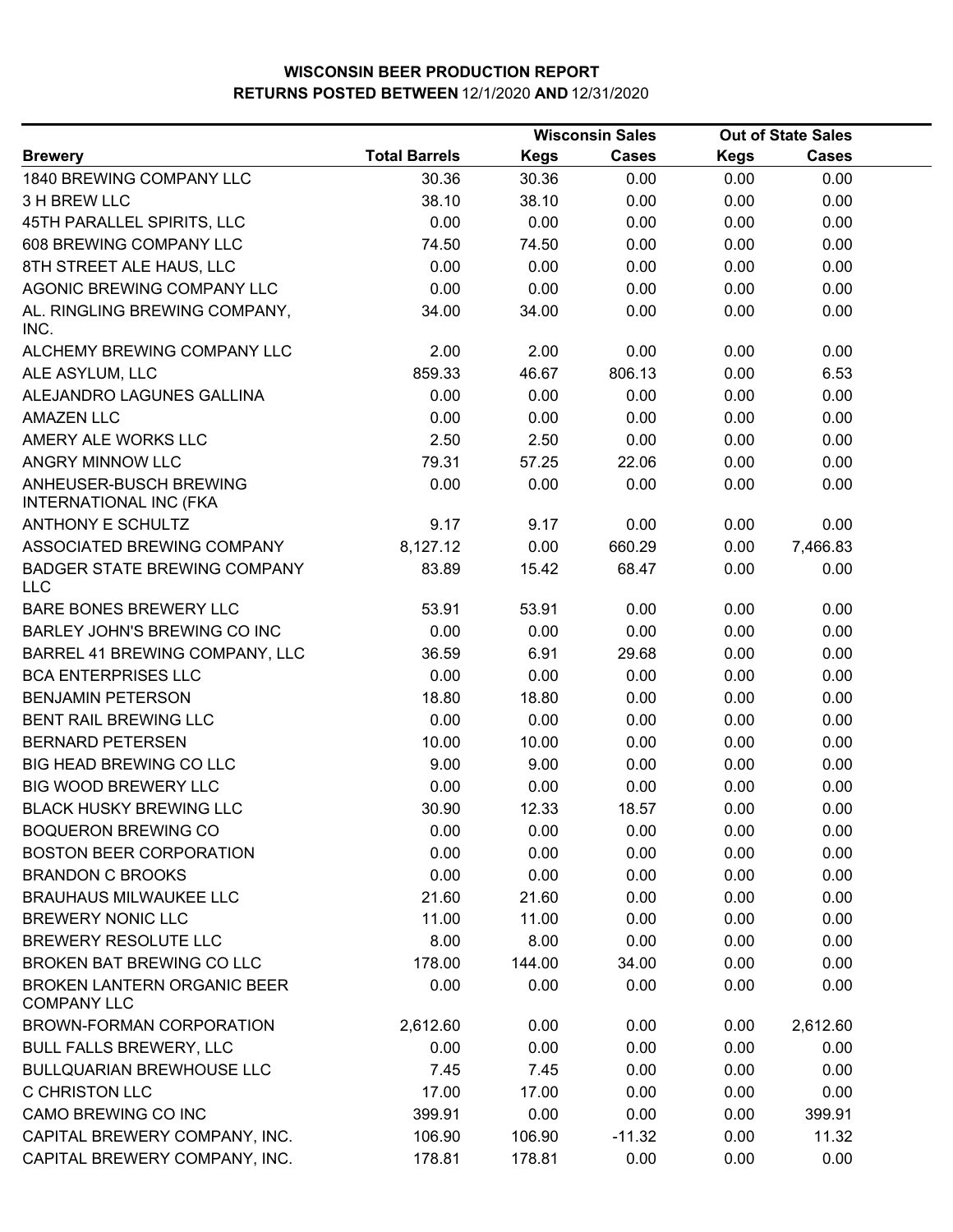# WISCONSIN BEER PRODUCTION REPORT

## RETURNS POSTED BETWEEN 12/1/2020 AND 12/31/2020

| Brewery | Total Barrels | Wisconsin Sales | | Out of State Sales | |
|---|---|---|---|---|---|
| | | Kegs | Cases | Kegs | Cases |
| 1840 BREWING COMPANY LLC | 30.36 | 30.36 | 0.00 | 0.00 | 0.00 |
| 3 H BREW LLC | 38.10 | 38.10 | 0.00 | 0.00 | 0.00 |
| 45TH PARALLEL SPIRITS, LLC | 0.00 | 0.00 | 0.00 | 0.00 | 0.00 |
| 608 BREWING COMPANY LLC | 74.50 | 74.50 | 0.00 | 0.00 | 0.00 |
| 8TH STREET ALE HAUS, LLC | 0.00 | 0.00 | 0.00 | 0.00 | 0.00 |
| AGONIC BREWING COMPANY LLC | 0.00 | 0.00 | 0.00 | 0.00 | 0.00 |
| AL. RINGLING BREWING COMPANY, INC. | 34.00 | 34.00 | 0.00 | 0.00 | 0.00 |
| ALCHEMY BREWING COMPANY LLC | 2.00 | 2.00 | 0.00 | 0.00 | 0.00 |
| ALE ASYLUM, LLC | 859.33 | 46.67 | 806.13 | 0.00 | 6.53 |
| ALEJANDRO LAGUNES GALLINA | 0.00 | 0.00 | 0.00 | 0.00 | 0.00 |
| AMAZEN LLC | 0.00 | 0.00 | 0.00 | 0.00 | 0.00 |
| AMERY ALE WORKS LLC | 2.50 | 2.50 | 0.00 | 0.00 | 0.00 |
| ANGRY MINNOW LLC | 79.31 | 57.25 | 22.06 | 0.00 | 0.00 |
| ANHEUSER-BUSCH BREWING INTERNATIONAL INC (FKA | 0.00 | 0.00 | 0.00 | 0.00 | 0.00 |
| ANTHONY E SCHULTZ | 9.17 | 9.17 | 0.00 | 0.00 | 0.00 |
| ASSOCIATED BREWING COMPANY | 8,127.12 | 0.00 | 660.29 | 0.00 | 7,466.83 |
| BADGER STATE BREWING COMPANY LLC | 83.89 | 15.42 | 68.47 | 0.00 | 0.00 |
| BARE BONES BREWERY LLC | 53.91 | 53.91 | 0.00 | 0.00 | 0.00 |
| BARLEY JOHN'S BREWING CO INC | 0.00 | 0.00 | 0.00 | 0.00 | 0.00 |
| BARREL 41 BREWING COMPANY, LLC | 36.59 | 6.91 | 29.68 | 0.00 | 0.00 |
| BCA ENTERPRISES LLC | 0.00 | 0.00 | 0.00 | 0.00 | 0.00 |
| BENJAMIN PETERSON | 18.80 | 18.80 | 0.00 | 0.00 | 0.00 |
| BENT RAIL BREWING LLC | 0.00 | 0.00 | 0.00 | 0.00 | 0.00 |
| BERNARD PETERSEN | 10.00 | 10.00 | 0.00 | 0.00 | 0.00 |
| BIG HEAD BREWING CO LLC | 9.00 | 9.00 | 0.00 | 0.00 | 0.00 |
| BIG WOOD BREWERY LLC | 0.00 | 0.00 | 0.00 | 0.00 | 0.00 |
| BLACK HUSKY BREWING LLC | 30.90 | 12.33 | 18.57 | 0.00 | 0.00 |
| BOQUERON BREWING CO | 0.00 | 0.00 | 0.00 | 0.00 | 0.00 |
| BOSTON BEER CORPORATION | 0.00 | 0.00 | 0.00 | 0.00 | 0.00 |
| BRANDON C BROOKS | 0.00 | 0.00 | 0.00 | 0.00 | 0.00 |
| BRAUHAUS MILWAUKEE LLC | 21.60 | 21.60 | 0.00 | 0.00 | 0.00 |
| BREWERY NONIC LLC | 11.00 | 11.00 | 0.00 | 0.00 | 0.00 |
| BREWERY RESOLUTE LLC | 8.00 | 8.00 | 0.00 | 0.00 | 0.00 |
| BROKEN BAT BREWING CO LLC | 178.00 | 144.00 | 34.00 | 0.00 | 0.00 |
| BROKEN LANTERN ORGANIC BEER COMPANY LLC | 0.00 | 0.00 | 0.00 | 0.00 | 0.00 |
| BROWN-FORMAN CORPORATION | 2,612.60 | 0.00 | 0.00 | 0.00 | 2,612.60 |
| BULL FALLS BREWERY, LLC | 0.00 | 0.00 | 0.00 | 0.00 | 0.00 |
| BULLQUARIAN BREWHOUSE LLC | 7.45 | 7.45 | 0.00 | 0.00 | 0.00 |
| C CHRISTON LLC | 17.00 | 17.00 | 0.00 | 0.00 | 0.00 |
| CAMO BREWING CO INC | 399.91 | 0.00 | 0.00 | 0.00 | 399.91 |
| CAPITAL BREWERY COMPANY, INC. | 106.90 | 106.90 | -11.32 | 0.00 | 11.32 |
| CAPITAL BREWERY COMPANY, INC. | 178.81 | 178.81 | 0.00 | 0.00 | 0.00 |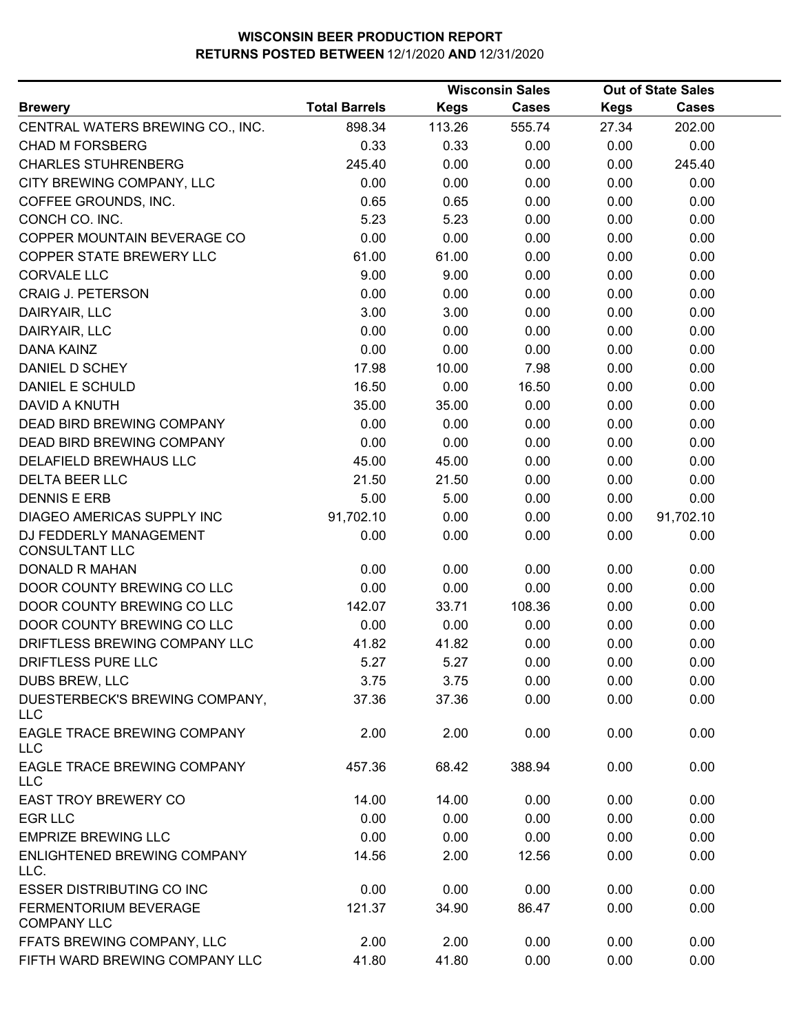# WISCONSIN BEER PRODUCTION REPORT
## RETURNS POSTED BETWEEN 12/1/2020 AND 12/31/2020

| Brewery | Total Barrels | Wisconsin Sales Kegs | Wisconsin Sales Cases | Out of State Sales Kegs | Out of State Sales Cases |
|---|---|---|---|---|---|
| CENTRAL WATERS BREWING CO., INC. | 898.34 | 113.26 | 555.74 | 27.34 | 202.00 |
| CHAD M FORSBERG | 0.33 | 0.33 | 0.00 | 0.00 | 0.00 |
| CHARLES STUHRENBERG | 245.40 | 0.00 | 0.00 | 0.00 | 245.40 |
| CITY BREWING COMPANY, LLC | 0.00 | 0.00 | 0.00 | 0.00 | 0.00 |
| COFFEE GROUNDS, INC. | 0.65 | 0.65 | 0.00 | 0.00 | 0.00 |
| CONCH CO. INC. | 5.23 | 5.23 | 0.00 | 0.00 | 0.00 |
| COPPER MOUNTAIN BEVERAGE CO | 0.00 | 0.00 | 0.00 | 0.00 | 0.00 |
| COPPER STATE BREWERY LLC | 61.00 | 61.00 | 0.00 | 0.00 | 0.00 |
| CORVALE LLC | 9.00 | 9.00 | 0.00 | 0.00 | 0.00 |
| CRAIG J. PETERSON | 0.00 | 0.00 | 0.00 | 0.00 | 0.00 |
| DAIRYAIR, LLC | 3.00 | 3.00 | 0.00 | 0.00 | 0.00 |
| DAIRYAIR, LLC | 0.00 | 0.00 | 0.00 | 0.00 | 0.00 |
| DANA KAINZ | 0.00 | 0.00 | 0.00 | 0.00 | 0.00 |
| DANIEL D SCHEY | 17.98 | 10.00 | 7.98 | 0.00 | 0.00 |
| DANIEL E SCHULD | 16.50 | 0.00 | 16.50 | 0.00 | 0.00 |
| DAVID A KNUTH | 35.00 | 35.00 | 0.00 | 0.00 | 0.00 |
| DEAD BIRD BREWING COMPANY | 0.00 | 0.00 | 0.00 | 0.00 | 0.00 |
| DEAD BIRD BREWING COMPANY | 0.00 | 0.00 | 0.00 | 0.00 | 0.00 |
| DELAFIELD BREWHAUS LLC | 45.00 | 45.00 | 0.00 | 0.00 | 0.00 |
| DELTA BEER LLC | 21.50 | 21.50 | 0.00 | 0.00 | 0.00 |
| DENNIS E ERB | 5.00 | 5.00 | 0.00 | 0.00 | 0.00 |
| DIAGEO AMERICAS SUPPLY INC | 91,702.10 | 0.00 | 0.00 | 0.00 | 91,702.10 |
| DJ FEDDERLY MANAGEMENT CONSULTANT LLC | 0.00 | 0.00 | 0.00 | 0.00 | 0.00 |
| DONALD R MAHAN | 0.00 | 0.00 | 0.00 | 0.00 | 0.00 |
| DOOR COUNTY BREWING CO LLC | 0.00 | 0.00 | 0.00 | 0.00 | 0.00 |
| DOOR COUNTY BREWING CO LLC | 142.07 | 33.71 | 108.36 | 0.00 | 0.00 |
| DOOR COUNTY BREWING CO LLC | 0.00 | 0.00 | 0.00 | 0.00 | 0.00 |
| DRIFTLESS BREWING COMPANY LLC | 41.82 | 41.82 | 0.00 | 0.00 | 0.00 |
| DRIFTLESS PURE LLC | 5.27 | 5.27 | 0.00 | 0.00 | 0.00 |
| DUBS BREW, LLC | 3.75 | 3.75 | 0.00 | 0.00 | 0.00 |
| DUESTERBECK'S BREWING COMPANY, LLC | 37.36 | 37.36 | 0.00 | 0.00 | 0.00 |
| EAGLE TRACE BREWING COMPANY LLC | 2.00 | 2.00 | 0.00 | 0.00 | 0.00 |
| EAGLE TRACE BREWING COMPANY LLC | 457.36 | 68.42 | 388.94 | 0.00 | 0.00 |
| EAST TROY BREWERY CO | 14.00 | 14.00 | 0.00 | 0.00 | 0.00 |
| EGR LLC | 0.00 | 0.00 | 0.00 | 0.00 | 0.00 |
| EMPRIZE BREWING LLC | 0.00 | 0.00 | 0.00 | 0.00 | 0.00 |
| ENLIGHTENED BREWING COMPANY LLC. | 14.56 | 2.00 | 12.56 | 0.00 | 0.00 |
| ESSER DISTRIBUTING CO INC | 0.00 | 0.00 | 0.00 | 0.00 | 0.00 |
| FERMENTORIUM BEVERAGE COMPANY LLC | 121.37 | 34.90 | 86.47 | 0.00 | 0.00 |
| FFATS BREWING COMPANY, LLC | 2.00 | 2.00 | 0.00 | 0.00 | 0.00 |
| FIFTH WARD BREWING COMPANY LLC | 41.80 | 41.80 | 0.00 | 0.00 | 0.00 |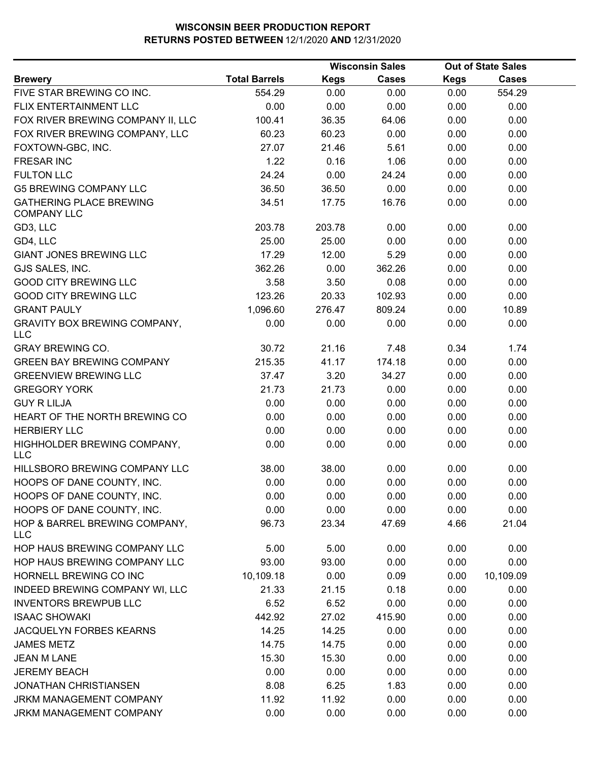# WISCONSIN BEER PRODUCTION REPORT

## RETURNS POSTED BETWEEN 12/1/2020 AND 12/31/2020

| Brewery | Total Barrels | Wisconsin Sales | | Out of State Sales | |
|---|---|---|---|---|---|
| | | Kegs | Cases | Kegs | Cases |
| FIVE STAR BREWING CO INC. | 554.29 | 0.00 | 0.00 | 0.00 | 554.29 |
| FLIX ENTERTAINMENT LLC | 0.00 | 0.00 | 0.00 | 0.00 | 0.00 |
| FOX RIVER BREWING COMPANY II, LLC | 100.41 | 36.35 | 64.06 | 0.00 | 0.00 |
| FOX RIVER BREWING COMPANY, LLC | 60.23 | 60.23 | 0.00 | 0.00 | 0.00 |
| FOXTOWN-GBC, INC. | 27.07 | 21.46 | 5.61 | 0.00 | 0.00 |
| FRESAR INC | 1.22 | 0.16 | 1.06 | 0.00 | 0.00 |
| FULTON LLC | 24.24 | 0.00 | 24.24 | 0.00 | 0.00 |
| G5 BREWING COMPANY LLC | 36.50 | 36.50 | 0.00 | 0.00 | 0.00 |
| GATHERING PLACE BREWING COMPANY LLC | 34.51 | 17.75 | 16.76 | 0.00 | 0.00 |
| GD3, LLC | 203.78 | 203.78 | 0.00 | 0.00 | 0.00 |
| GD4, LLC | 25.00 | 25.00 | 0.00 | 0.00 | 0.00 |
| GIANT JONES BREWING LLC | 17.29 | 12.00 | 5.29 | 0.00 | 0.00 |
| GJS SALES, INC. | 362.26 | 0.00 | 362.26 | 0.00 | 0.00 |
| GOOD CITY BREWING LLC | 3.58 | 3.50 | 0.08 | 0.00 | 0.00 |
| GOOD CITY BREWING LLC | 123.26 | 20.33 | 102.93 | 0.00 | 0.00 |
| GRANT PAULY | 1,096.60 | 276.47 | 809.24 | 0.00 | 10.89 |
| GRAVITY BOX BREWING COMPANY, LLC | 0.00 | 0.00 | 0.00 | 0.00 | 0.00 |
| GRAY BREWING CO. | 30.72 | 21.16 | 7.48 | 0.34 | 1.74 |
| GREEN BAY BREWING COMPANY | 215.35 | 41.17 | 174.18 | 0.00 | 0.00 |
| GREENVIEW BREWING LLC | 37.47 | 3.20 | 34.27 | 0.00 | 0.00 |
| GREGORY YORK | 21.73 | 21.73 | 0.00 | 0.00 | 0.00 |
| GUY R LILJA | 0.00 | 0.00 | 0.00 | 0.00 | 0.00 |
| HEART OF THE NORTH BREWING CO | 0.00 | 0.00 | 0.00 | 0.00 | 0.00 |
| HERBIERY LLC | 0.00 | 0.00 | 0.00 | 0.00 | 0.00 |
| HIGHHOLDER BREWING COMPANY, LLC | 0.00 | 0.00 | 0.00 | 0.00 | 0.00 |
| HILLSBORO BREWING COMPANY LLC | 38.00 | 38.00 | 0.00 | 0.00 | 0.00 |
| HOOPS OF DANE COUNTY, INC. | 0.00 | 0.00 | 0.00 | 0.00 | 0.00 |
| HOOPS OF DANE COUNTY, INC. | 0.00 | 0.00 | 0.00 | 0.00 | 0.00 |
| HOOPS OF DANE COUNTY, INC. | 0.00 | 0.00 | 0.00 | 0.00 | 0.00 |
| HOP & BARREL BREWING COMPANY, LLC | 96.73 | 23.34 | 47.69 | 4.66 | 21.04 |
| HOP HAUS BREWING COMPANY LLC | 5.00 | 5.00 | 0.00 | 0.00 | 0.00 |
| HOP HAUS BREWING COMPANY LLC | 93.00 | 93.00 | 0.00 | 0.00 | 0.00 |
| HORNELL BREWING CO INC | 10,109.18 | 0.00 | 0.09 | 0.00 | 10,109.09 |
| INDEED BREWING COMPANY WI, LLC | 21.33 | 21.15 | 0.18 | 0.00 | 0.00 |
| INVENTORS BREWPUB LLC | 6.52 | 6.52 | 0.00 | 0.00 | 0.00 |
| ISAAC SHOWAKI | 442.92 | 27.02 | 415.90 | 0.00 | 0.00 |
| JACQUELYN FORBES KEARNS | 14.25 | 14.25 | 0.00 | 0.00 | 0.00 |
| JAMES METZ | 14.75 | 14.75 | 0.00 | 0.00 | 0.00 |
| JEAN M LANE | 15.30 | 15.30 | 0.00 | 0.00 | 0.00 |
| JEREMY BEACH | 0.00 | 0.00 | 0.00 | 0.00 | 0.00 |
| JONATHAN CHRISTIANSEN | 8.08 | 6.25 | 1.83 | 0.00 | 0.00 |
| JRKM MANAGEMENT COMPANY | 11.92 | 11.92 | 0.00 | 0.00 | 0.00 |
| JRKM MANAGEMENT COMPANY | 0.00 | 0.00 | 0.00 | 0.00 | 0.00 |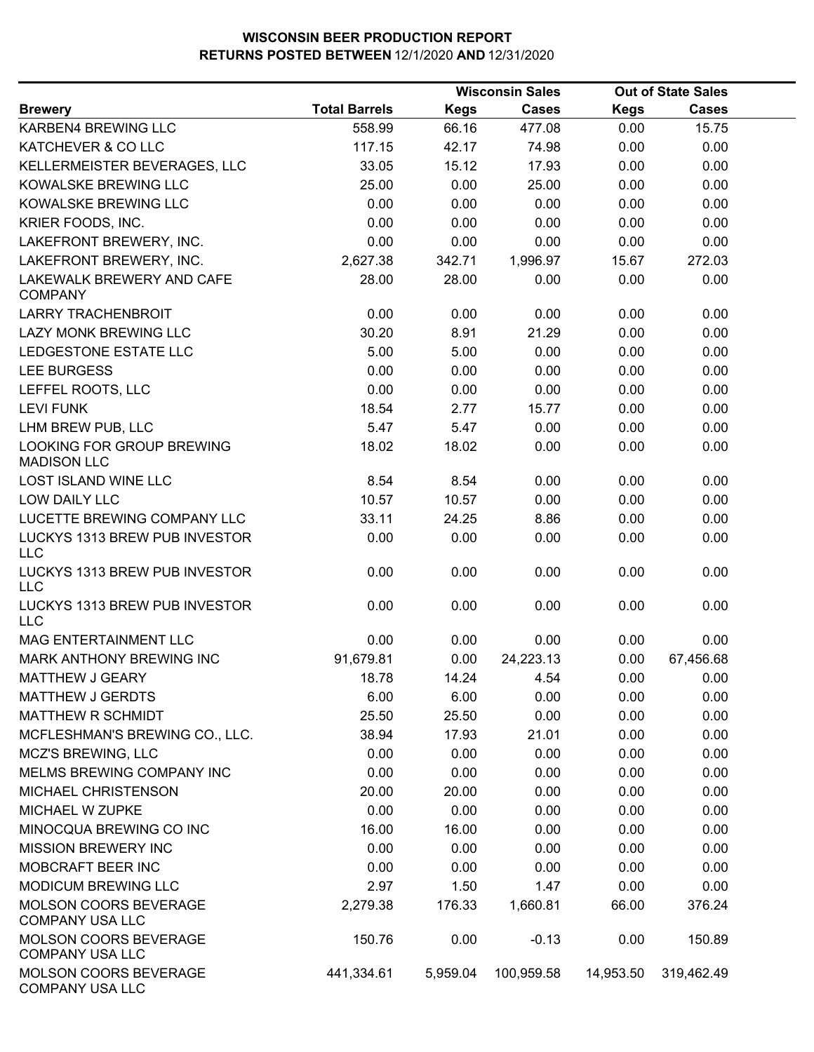# WISCONSIN BEER PRODUCTION REPORT

## RETURNS POSTED BETWEEN 12/1/2020 AND 12/31/2020

| Brewery | Total Barrels | Wisconsin Sales | | Out of State Sales | |
|---|---|---|---|---|---|
| | | Kegs | Cases | Kegs | Cases |
| KARBEN4 BREWING LLC | 558.99 | 66.16 | 477.08 | 0.00 | 15.75 |
| KATCHEVER & CO LLC | 117.15 | 42.17 | 74.98 | 0.00 | 0.00 |
| KELLERMEISTER BEVERAGES, LLC | 33.05 | 15.12 | 17.93 | 0.00 | 0.00 |
| KOWALSKE BREWING LLC | 25.00 | 0.00 | 25.00 | 0.00 | 0.00 |
| KOWALSKE BREWING LLC | 0.00 | 0.00 | 0.00 | 0.00 | 0.00 |
| KRIER FOODS, INC. | 0.00 | 0.00 | 0.00 | 0.00 | 0.00 |
| LAKEFRONT BREWERY, INC. | 0.00 | 0.00 | 0.00 | 0.00 | 0.00 |
| LAKEFRONT BREWERY, INC. | 2,627.38 | 342.71 | 1,996.97 | 15.67 | 272.03 |
| LAKEWALK BREWERY AND CAFE COMPANY | 28.00 | 28.00 | 0.00 | 0.00 | 0.00 |
| LARRY TRACHENBROIT | 0.00 | 0.00 | 0.00 | 0.00 | 0.00 |
| LAZY MONK BREWING LLC | 30.20 | 8.91 | 21.29 | 0.00 | 0.00 |
| LEDGESTONE ESTATE LLC | 5.00 | 5.00 | 0.00 | 0.00 | 0.00 |
| LEE BURGESS | 0.00 | 0.00 | 0.00 | 0.00 | 0.00 |
| LEFFEL ROOTS, LLC | 0.00 | 0.00 | 0.00 | 0.00 | 0.00 |
| LEVI FUNK | 18.54 | 2.77 | 15.77 | 0.00 | 0.00 |
| LHM BREW PUB, LLC | 5.47 | 5.47 | 0.00 | 0.00 | 0.00 |
| LOOKING FOR GROUP BREWING MADISON LLC | 18.02 | 18.02 | 0.00 | 0.00 | 0.00 |
| LOST ISLAND WINE LLC | 8.54 | 8.54 | 0.00 | 0.00 | 0.00 |
| LOW DAILY LLC | 10.57 | 10.57 | 0.00 | 0.00 | 0.00 |
| LUCETTE BREWING COMPANY LLC | 33.11 | 24.25 | 8.86 | 0.00 | 0.00 |
| LUCKYS 1313 BREW PUB INVESTOR LLC | 0.00 | 0.00 | 0.00 | 0.00 | 0.00 |
| LUCKYS 1313 BREW PUB INVESTOR LLC | 0.00 | 0.00 | 0.00 | 0.00 | 0.00 |
| LUCKYS 1313 BREW PUB INVESTOR LLC | 0.00 | 0.00 | 0.00 | 0.00 | 0.00 |
| MAG ENTERTAINMENT LLC | 0.00 | 0.00 | 0.00 | 0.00 | 0.00 |
| MARK ANTHONY BREWING INC | 91,679.81 | 0.00 | 24,223.13 | 0.00 | 67,456.68 |
| MATTHEW J GEARY | 18.78 | 14.24 | 4.54 | 0.00 | 0.00 |
| MATTHEW J GERDTS | 6.00 | 6.00 | 0.00 | 0.00 | 0.00 |
| MATTHEW R SCHMIDT | 25.50 | 25.50 | 0.00 | 0.00 | 0.00 |
| MCFLESHMAN'S BREWING CO., LLC. | 38.94 | 17.93 | 21.01 | 0.00 | 0.00 |
| MCZ'S BREWING, LLC | 0.00 | 0.00 | 0.00 | 0.00 | 0.00 |
| MELMS BREWING COMPANY INC | 0.00 | 0.00 | 0.00 | 0.00 | 0.00 |
| MICHAEL CHRISTENSON | 20.00 | 20.00 | 0.00 | 0.00 | 0.00 |
| MICHAEL W ZUPKE | 0.00 | 0.00 | 0.00 | 0.00 | 0.00 |
| MINOCQUA BREWING CO INC | 16.00 | 16.00 | 0.00 | 0.00 | 0.00 |
| MISSION BREWERY INC | 0.00 | 0.00 | 0.00 | 0.00 | 0.00 |
| MOBCRAFT BEER INC | 0.00 | 0.00 | 0.00 | 0.00 | 0.00 |
| MODICUM BREWING LLC | 2.97 | 1.50 | 1.47 | 0.00 | 0.00 |
| MOLSON COORS BEVERAGE COMPANY USA LLC | 2,279.38 | 176.33 | 1,660.81 | 66.00 | 376.24 |
| MOLSON COORS BEVERAGE COMPANY USA LLC | 150.76 | 0.00 | -0.13 | 0.00 | 150.89 |
| MOLSON COORS BEVERAGE COMPANY USA LLC | 441,334.61 | 5,959.04 | 100,959.58 | 14,953.50 | 319,462.49 |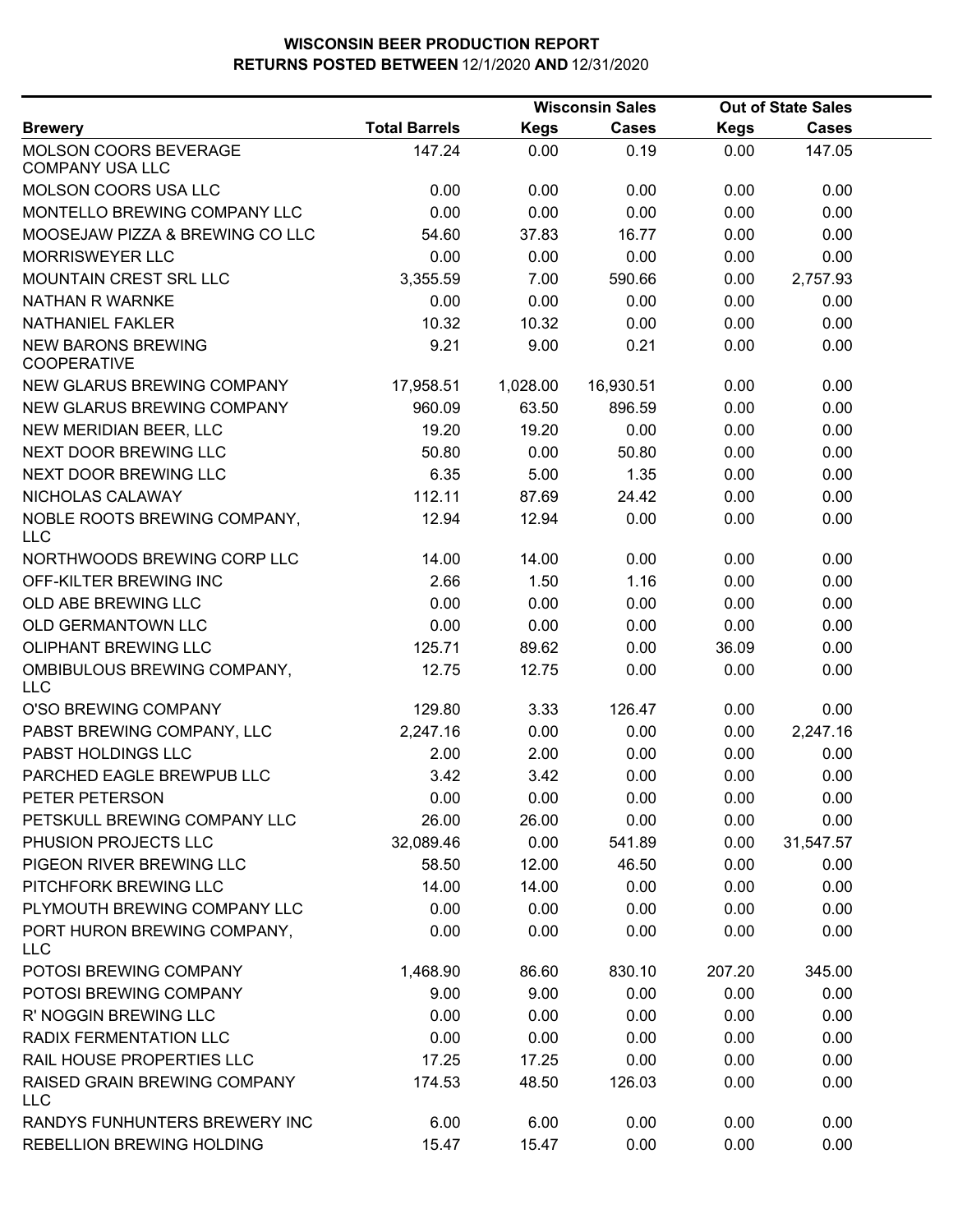# WISCONSIN BEER PRODUCTION REPORT
## RETURNS POSTED BETWEEN 12/1/2020 AND 12/31/2020

| | | Wisconsin Sales | | Out of State Sales | |
|---|---|---|---|---|---|
| **Brewery** | **Total Barrels** | **Kegs** | **Cases** | **Kegs** | **Cases** |
| MOLSON COORS BEVERAGE COMPANY USA LLC | 147.24 | 0.00 | 0.19 | 0.00 | 147.05 |
| MOLSON COORS USA LLC | 0.00 | 0.00 | 0.00 | 0.00 | 0.00 |
| MONTELLO BREWING COMPANY LLC | 0.00 | 0.00 | 0.00 | 0.00 | 0.00 |
| MOOSEJAW PIZZA & BREWING CO LLC | 54.60 | 37.83 | 16.77 | 0.00 | 0.00 |
| MORRISWEYER LLC | 0.00 | 0.00 | 0.00 | 0.00 | 0.00 |
| MOUNTAIN CREST SRL LLC | 3,355.59 | 7.00 | 590.66 | 0.00 | 2,757.93 |
| NATHAN R WARNKE | 0.00 | 0.00 | 0.00 | 0.00 | 0.00 |
| NATHANIEL FAKLER | 10.32 | 10.32 | 0.00 | 0.00 | 0.00 |
| NEW BARONS BREWING COOPERATIVE | 9.21 | 9.00 | 0.21 | 0.00 | 0.00 |
| NEW GLARUS BREWING COMPANY | 17,958.51 | 1,028.00 | 16,930.51 | 0.00 | 0.00 |
| NEW GLARUS BREWING COMPANY | 960.09 | 63.50 | 896.59 | 0.00 | 0.00 |
| NEW MERIDIAN BEER, LLC | 19.20 | 19.20 | 0.00 | 0.00 | 0.00 |
| NEXT DOOR BREWING LLC | 50.80 | 0.00 | 50.80 | 0.00 | 0.00 |
| NEXT DOOR BREWING LLC | 6.35 | 5.00 | 1.35 | 0.00 | 0.00 |
| NICHOLAS CALAWAY | 112.11 | 87.69 | 24.42 | 0.00 | 0.00 |
| NOBLE ROOTS BREWING COMPANY, LLC | 12.94 | 12.94 | 0.00 | 0.00 | 0.00 |
| NORTHWOODS BREWING CORP LLC | 14.00 | 14.00 | 0.00 | 0.00 | 0.00 |
| OFF-KILTER BREWING INC | 2.66 | 1.50 | 1.16 | 0.00 | 0.00 |
| OLD ABE BREWING LLC | 0.00 | 0.00 | 0.00 | 0.00 | 0.00 |
| OLD GERMANTOWN LLC | 0.00 | 0.00 | 0.00 | 0.00 | 0.00 |
| OLIPHANT BREWING LLC | 125.71 | 89.62 | 0.00 | 36.09 | 0.00 |
| OMBIBULOUS BREWING COMPANY, LLC | 12.75 | 12.75 | 0.00 | 0.00 | 0.00 |
| O'SO BREWING COMPANY | 129.80 | 3.33 | 126.47 | 0.00 | 0.00 |
| PABST BREWING COMPANY, LLC | 2,247.16 | 0.00 | 0.00 | 0.00 | 2,247.16 |
| PABST HOLDINGS LLC | 2.00 | 2.00 | 0.00 | 0.00 | 0.00 |
| PARCHED EAGLE BREWPUB LLC | 3.42 | 3.42 | 0.00 | 0.00 | 0.00 |
| PETER PETERSON | 0.00 | 0.00 | 0.00 | 0.00 | 0.00 |
| PETSKULL BREWING COMPANY LLC | 26.00 | 26.00 | 0.00 | 0.00 | 0.00 |
| PHUSION PROJECTS LLC | 32,089.46 | 0.00 | 541.89 | 0.00 | 31,547.57 |
| PIGEON RIVER BREWING LLC | 58.50 | 12.00 | 46.50 | 0.00 | 0.00 |
| PITCHFORK BREWING LLC | 14.00 | 14.00 | 0.00 | 0.00 | 0.00 |
| PLYMOUTH BREWING COMPANY LLC | 0.00 | 0.00 | 0.00 | 0.00 | 0.00 |
| PORT HURON BREWING COMPANY, LLC | 0.00 | 0.00 | 0.00 | 0.00 | 0.00 |
| POTOSI BREWING COMPANY | 1,468.90 | 86.60 | 830.10 | 207.20 | 345.00 |
| POTOSI BREWING COMPANY | 9.00 | 9.00 | 0.00 | 0.00 | 0.00 |
| R' NOGGIN BREWING LLC | 0.00 | 0.00 | 0.00 | 0.00 | 0.00 |
| RADIX FERMENTATION LLC | 0.00 | 0.00 | 0.00 | 0.00 | 0.00 |
| RAIL HOUSE PROPERTIES LLC | 17.25 | 17.25 | 0.00 | 0.00 | 0.00 |
| RAISED GRAIN BREWING COMPANY LLC | 174.53 | 48.50 | 126.03 | 0.00 | 0.00 |
| RANDYS FUNHUNTERS BREWERY INC | 6.00 | 6.00 | 0.00 | 0.00 | 0.00 |
| REBELLION BREWING HOLDING | 15.47 | 15.47 | 0.00 | 0.00 | 0.00 |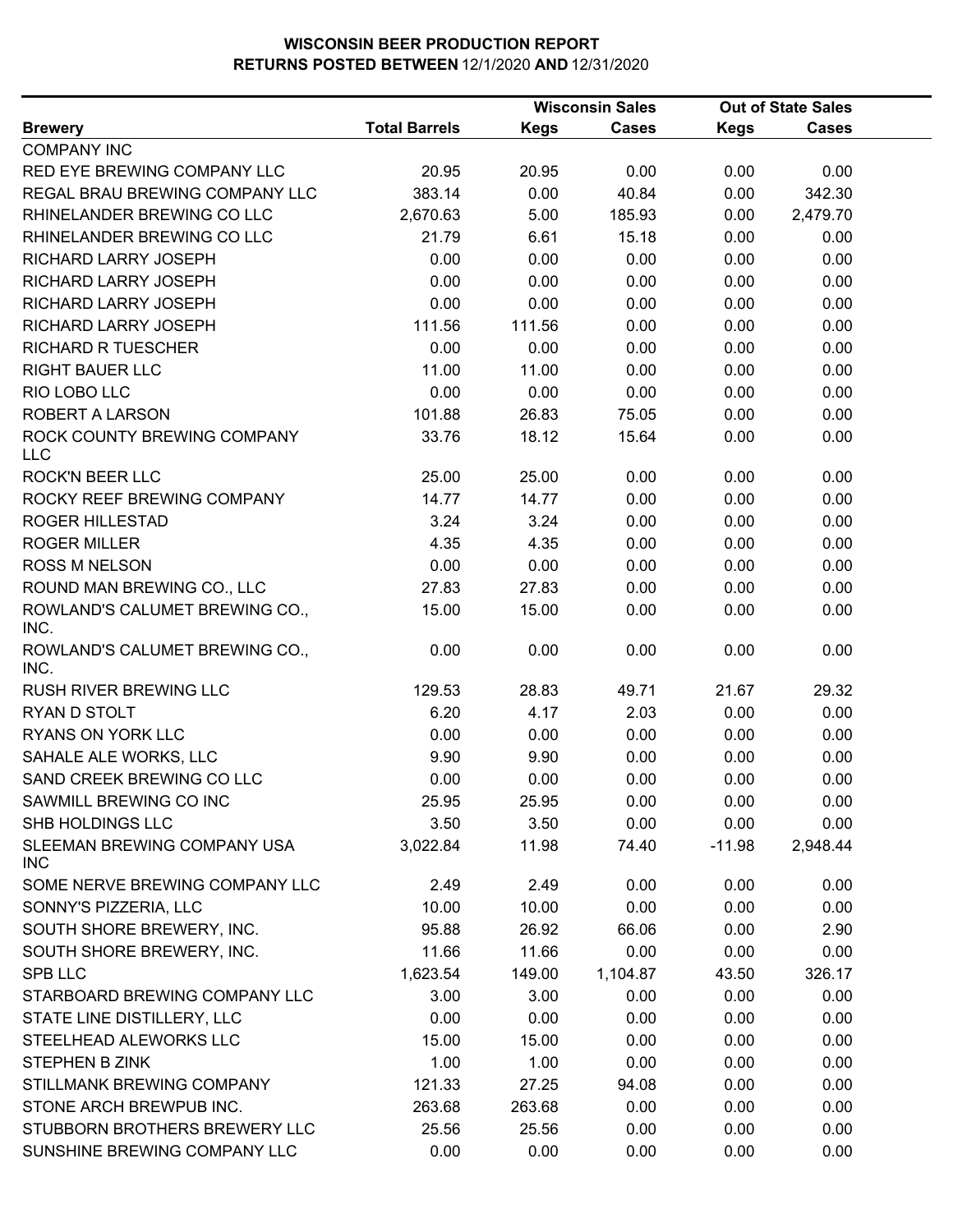# WISCONSIN BEER PRODUCTION REPORT

## RETURNS POSTED BETWEEN 12/1/2020 AND 12/31/2020

| Brewery | Total Barrels | Wisconsin Sales | | Out of State Sales | |
|---|---|---|---|---|---|
| | | Kegs | Cases | Kegs | Cases |
| COMPANY INC | | | | | |
| RED EYE BREWING COMPANY LLC | 20.95 | 20.95 | 0.00 | 0.00 | 0.00 |
| REGAL BRAU BREWING COMPANY LLC | 383.14 | 0.00 | 40.84 | 0.00 | 342.30 |
| RHINELANDER BREWING CO LLC | 2,670.63 | 5.00 | 185.93 | 0.00 | 2,479.70 |
| RHINELANDER BREWING CO LLC | 21.79 | 6.61 | 15.18 | 0.00 | 0.00 |
| RICHARD LARRY JOSEPH | 0.00 | 0.00 | 0.00 | 0.00 | 0.00 |
| RICHARD LARRY JOSEPH | 0.00 | 0.00 | 0.00 | 0.00 | 0.00 |
| RICHARD LARRY JOSEPH | 0.00 | 0.00 | 0.00 | 0.00 | 0.00 |
| RICHARD LARRY JOSEPH | 111.56 | 111.56 | 0.00 | 0.00 | 0.00 |
| RICHARD R TUESCHER | 0.00 | 0.00 | 0.00 | 0.00 | 0.00 |
| RIGHT BAUER LLC | 11.00 | 11.00 | 0.00 | 0.00 | 0.00 |
| RIO LOBO LLC | 0.00 | 0.00 | 0.00 | 0.00 | 0.00 |
| ROBERT A LARSON | 101.88 | 26.83 | 75.05 | 0.00 | 0.00 |
| ROCK COUNTY BREWING COMPANY LLC | 33.76 | 18.12 | 15.64 | 0.00 | 0.00 |
| ROCK'N BEER LLC | 25.00 | 25.00 | 0.00 | 0.00 | 0.00 |
| ROCKY REEF BREWING COMPANY | 14.77 | 14.77 | 0.00 | 0.00 | 0.00 |
| ROGER HILLESTAD | 3.24 | 3.24 | 0.00 | 0.00 | 0.00 |
| ROGER MILLER | 4.35 | 4.35 | 0.00 | 0.00 | 0.00 |
| ROSS M NELSON | 0.00 | 0.00 | 0.00 | 0.00 | 0.00 |
| ROUND MAN BREWING CO., LLC | 27.83 | 27.83 | 0.00 | 0.00 | 0.00 |
| ROWLAND'S CALUMET BREWING CO., INC. | 15.00 | 15.00 | 0.00 | 0.00 | 0.00 |
| ROWLAND'S CALUMET BREWING CO., INC. | 0.00 | 0.00 | 0.00 | 0.00 | 0.00 |
| RUSH RIVER BREWING LLC | 129.53 | 28.83 | 49.71 | 21.67 | 29.32 |
| RYAN D STOLT | 6.20 | 4.17 | 2.03 | 0.00 | 0.00 |
| RYANS ON YORK LLC | 0.00 | 0.00 | 0.00 | 0.00 | 0.00 |
| SAHALE ALE WORKS, LLC | 9.90 | 9.90 | 0.00 | 0.00 | 0.00 |
| SAND CREEK BREWING CO LLC | 0.00 | 0.00 | 0.00 | 0.00 | 0.00 |
| SAWMILL BREWING CO INC | 25.95 | 25.95 | 0.00 | 0.00 | 0.00 |
| SHB HOLDINGS LLC | 3.50 | 3.50 | 0.00 | 0.00 | 0.00 |
| SLEEMAN BREWING COMPANY USA INC | 3,022.84 | 11.98 | 74.40 | -11.98 | 2,948.44 |
| SOME NERVE BREWING COMPANY LLC | 2.49 | 2.49 | 0.00 | 0.00 | 0.00 |
| SONNY'S PIZZERIA, LLC | 10.00 | 10.00 | 0.00 | 0.00 | 0.00 |
| SOUTH SHORE BREWERY, INC. | 95.88 | 26.92 | 66.06 | 0.00 | 2.90 |
| SOUTH SHORE BREWERY, INC. | 11.66 | 11.66 | 0.00 | 0.00 | 0.00 |
| SPB LLC | 1,623.54 | 149.00 | 1,104.87 | 43.50 | 326.17 |
| STARBOARD BREWING COMPANY LLC | 3.00 | 3.00 | 0.00 | 0.00 | 0.00 |
| STATE LINE DISTILLERY, LLC | 0.00 | 0.00 | 0.00 | 0.00 | 0.00 |
| STEELHEAD ALEWORKS LLC | 15.00 | 15.00 | 0.00 | 0.00 | 0.00 |
| STEPHEN B ZINK | 1.00 | 1.00 | 0.00 | 0.00 | 0.00 |
| STILLMANK BREWING COMPANY | 121.33 | 27.25 | 94.08 | 0.00 | 0.00 |
| STONE ARCH BREWPUB INC. | 263.68 | 263.68 | 0.00 | 0.00 | 0.00 |
| STUBBORN BROTHERS BREWERY LLC | 25.56 | 25.56 | 0.00 | 0.00 | 0.00 |
| SUNSHINE BREWING COMPANY LLC | 0.00 | 0.00 | 0.00 | 0.00 | 0.00 |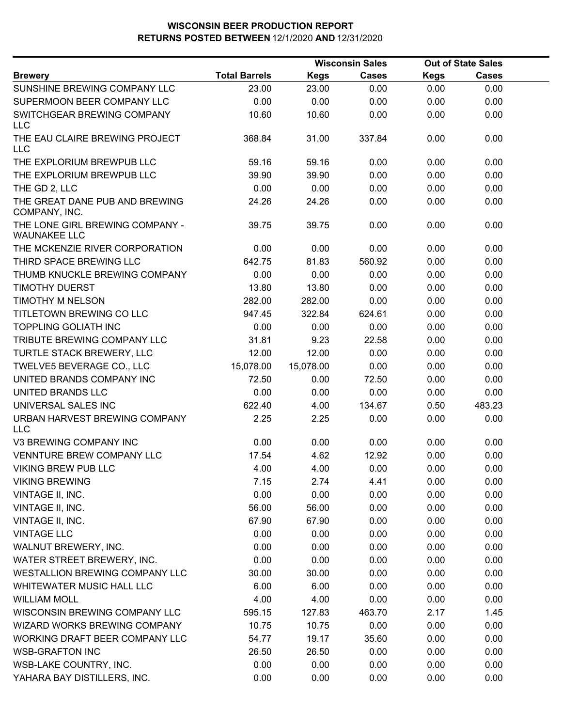# WISCONSIN BEER PRODUCTION REPORT
## RETURNS POSTED BETWEEN 12/1/2020 AND 12/31/2020

| Brewery | Total Barrels | Wisconsin Sales | | Out of State Sales | |
|---|---|---|---|---|---|
| | | Kegs | Cases | Kegs | Cases |
| SUNSHINE BREWING COMPANY LLC | 23.00 | 23.00 | 0.00 | 0.00 | 0.00 |
| SUPERMOON BEER COMPANY LLC | 0.00 | 0.00 | 0.00 | 0.00 | 0.00 |
| SWITCHGEAR BREWING COMPANY LLC | 10.60 | 10.60 | 0.00 | 0.00 | 0.00 |
| THE EAU CLAIRE BREWING PROJECT LLC | 368.84 | 31.00 | 337.84 | 0.00 | 0.00 |
| THE EXPLORIUM BREWPUB LLC | 59.16 | 59.16 | 0.00 | 0.00 | 0.00 |
| THE EXPLORIUM BREWPUB LLC | 39.90 | 39.90 | 0.00 | 0.00 | 0.00 |
| THE GD 2, LLC | 0.00 | 0.00 | 0.00 | 0.00 | 0.00 |
| THE GREAT DANE PUB AND BREWING COMPANY, INC. | 24.26 | 24.26 | 0.00 | 0.00 | 0.00 |
| THE LONE GIRL BREWING COMPANY - WAUNAKEE LLC | 39.75 | 39.75 | 0.00 | 0.00 | 0.00 |
| THE MCKENZIE RIVER CORPORATION | 0.00 | 0.00 | 0.00 | 0.00 | 0.00 |
| THIRD SPACE BREWING LLC | 642.75 | 81.83 | 560.92 | 0.00 | 0.00 |
| THUMB KNUCKLE BREWING COMPANY | 0.00 | 0.00 | 0.00 | 0.00 | 0.00 |
| TIMOTHY DUERST | 13.80 | 13.80 | 0.00 | 0.00 | 0.00 |
| TIMOTHY M NELSON | 282.00 | 282.00 | 0.00 | 0.00 | 0.00 |
| TITLETOWN BREWING CO LLC | 947.45 | 322.84 | 624.61 | 0.00 | 0.00 |
| TOPPLING GOLIATH INC | 0.00 | 0.00 | 0.00 | 0.00 | 0.00 |
| TRIBUTE BREWING COMPANY LLC | 31.81 | 9.23 | 22.58 | 0.00 | 0.00 |
| TURTLE STACK BREWERY, LLC | 12.00 | 12.00 | 0.00 | 0.00 | 0.00 |
| TWELVE5 BEVERAGE CO., LLC | 15,078.00 | 15,078.00 | 0.00 | 0.00 | 0.00 |
| UNITED BRANDS COMPANY INC | 72.50 | 0.00 | 72.50 | 0.00 | 0.00 |
| UNITED BRANDS LLC | 0.00 | 0.00 | 0.00 | 0.00 | 0.00 |
| UNIVERSAL SALES INC | 622.40 | 4.00 | 134.67 | 0.50 | 483.23 |
| URBAN HARVEST BREWING COMPANY LLC | 2.25 | 2.25 | 0.00 | 0.00 | 0.00 |
| V3 BREWING COMPANY INC | 0.00 | 0.00 | 0.00 | 0.00 | 0.00 |
| VENNTURE BREW COMPANY LLC | 17.54 | 4.62 | 12.92 | 0.00 | 0.00 |
| VIKING BREW PUB LLC | 4.00 | 4.00 | 0.00 | 0.00 | 0.00 |
| VIKING BREWING | 7.15 | 2.74 | 4.41 | 0.00 | 0.00 |
| VINTAGE II, INC. | 0.00 | 0.00 | 0.00 | 0.00 | 0.00 |
| VINTAGE II, INC. | 56.00 | 56.00 | 0.00 | 0.00 | 0.00 |
| VINTAGE II, INC. | 67.90 | 67.90 | 0.00 | 0.00 | 0.00 |
| VINTAGE LLC | 0.00 | 0.00 | 0.00 | 0.00 | 0.00 |
| WALNUT BREWERY, INC. | 0.00 | 0.00 | 0.00 | 0.00 | 0.00 |
| WATER STREET BREWERY, INC. | 0.00 | 0.00 | 0.00 | 0.00 | 0.00 |
| WESTALLION BREWING COMPANY LLC | 30.00 | 30.00 | 0.00 | 0.00 | 0.00 |
| WHITEWATER MUSIC HALL LLC | 6.00 | 6.00 | 0.00 | 0.00 | 0.00 |
| WILLIAM MOLL | 4.00 | 4.00 | 0.00 | 0.00 | 0.00 |
| WISCONSIN BREWING COMPANY LLC | 595.15 | 127.83 | 463.70 | 2.17 | 1.45 |
| WIZARD WORKS BREWING COMPANY | 10.75 | 10.75 | 0.00 | 0.00 | 0.00 |
| WORKING DRAFT BEER COMPANY LLC | 54.77 | 19.17 | 35.60 | 0.00 | 0.00 |
| WSB-GRAFTON INC | 26.50 | 26.50 | 0.00 | 0.00 | 0.00 |
| WSB-LAKE COUNTRY, INC. | 0.00 | 0.00 | 0.00 | 0.00 | 0.00 |
| YAHARA BAY DISTILLERS, INC. | 0.00 | 0.00 | 0.00 | 0.00 | 0.00 |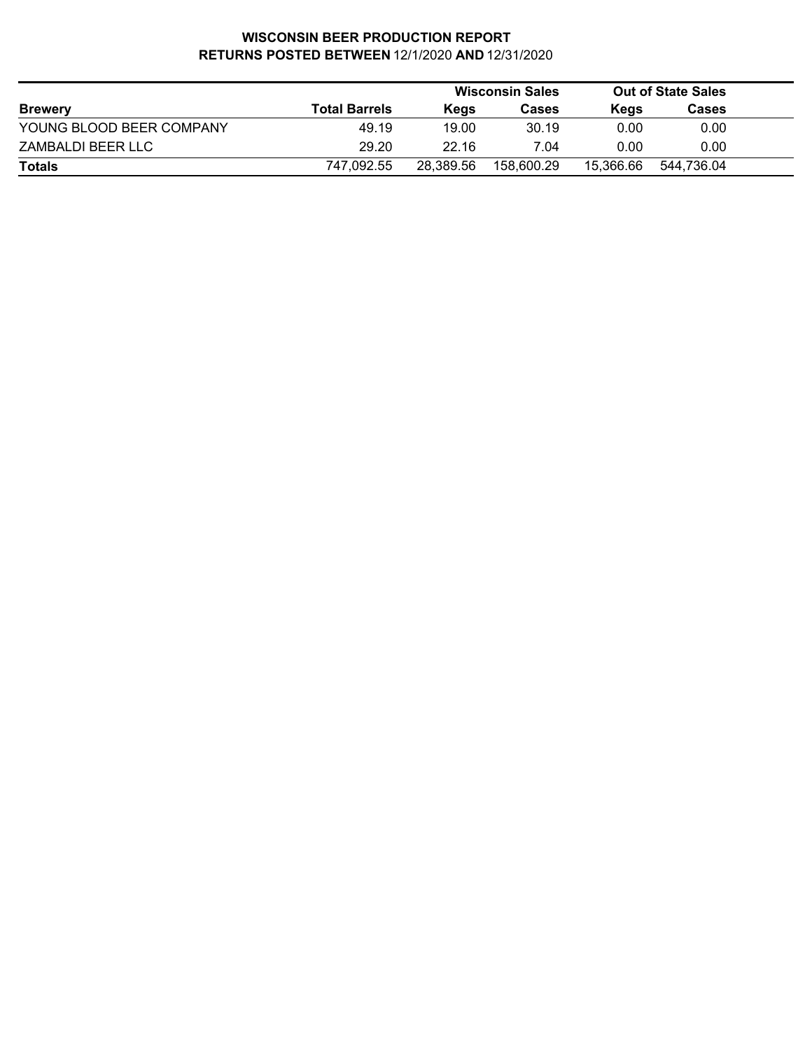**WISCONSIN BEER PRODUCTION REPORT**
**RETURNS POSTED BETWEEN** 12/1/2020 **AND** 12/31/2020

| | | Wisconsin Sales | | Out of State Sales | |
|---|---|---|---|---|---|
| **Brewery** | **Total Barrels** | **Kegs** | **Cases** | **Kegs** | **Cases** |
| YOUNG BLOOD BEER COMPANY | 49.19 | 19.00 | 30.19 | 0.00 | 0.00 |
| ZAMBALDI BEER LLC | 29.20 | 22.16 | 7.04 | 0.00 | 0.00 |
| **Totals** | 747,092.55 | 28,389.56 | 158,600.29 | 15,366.66 | 544,736.04 |